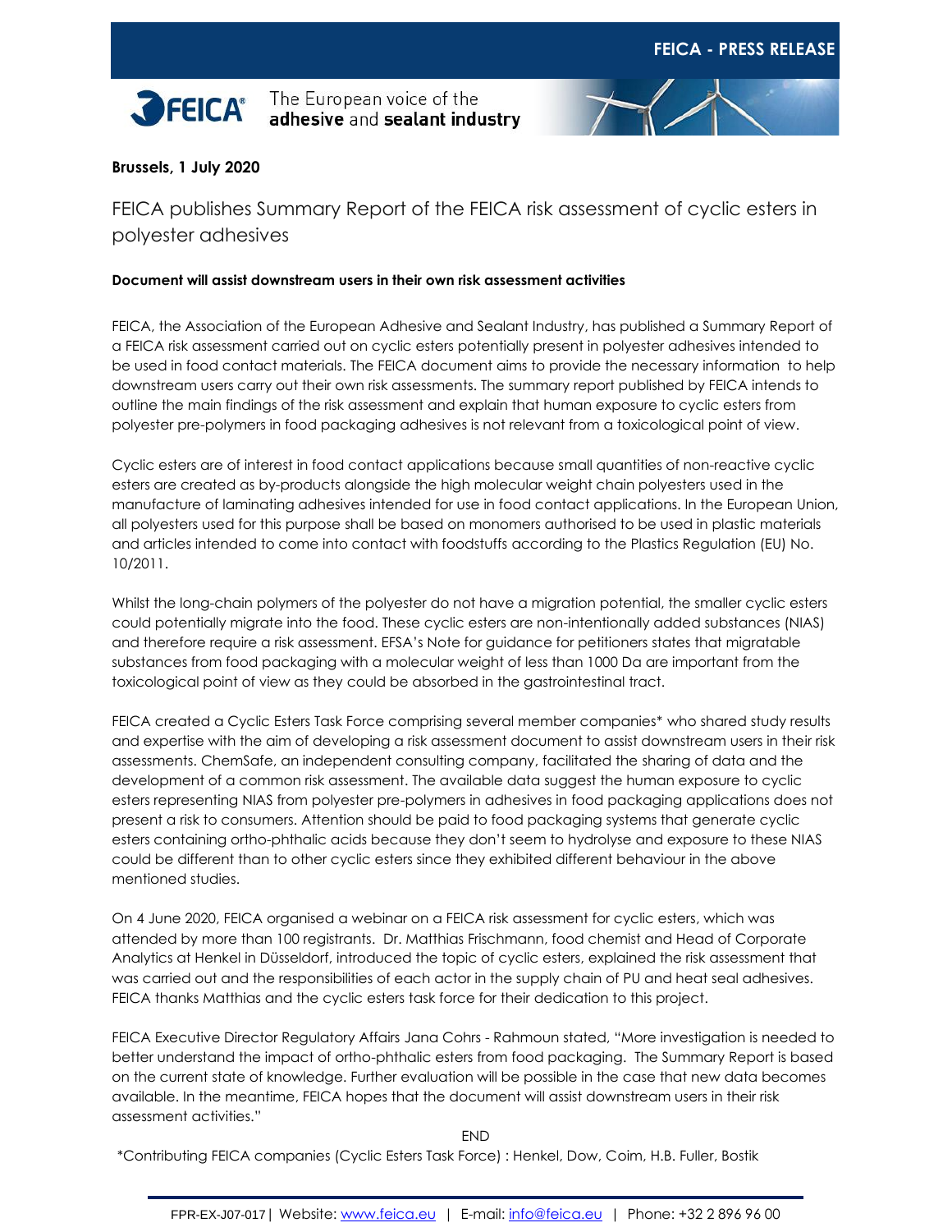**FEICA - PRESS RELEASE**

FEICA® The European voice of the **adhesive** and **sealant industry**

**Brussels, 1 July 2020**

# FEICA publishes Summary Report of the FEICA risk assessment of cyclic esters in polyester adhesives

**Document will assist downstream users in their own risk assessment activities**

FEICA, the Association of the European Adhesive and Sealant Industry, has published a Summary Report of a FEICA risk assessment carried out on cyclic esters potentially present in polyester adhesives intended to be used in food contact materials. The FEICA document aims to provide the necessary information to help downstream users carry out their own risk assessments. The summary report published by FEICA intends to outline the main findings of the risk assessment and explain that human exposure to cyclic esters from polyester pre-polymers in food packaging adhesives is not relevant from a toxicological point of view.

Cyclic esters are of interest in food contact applications because small quantities of non-reactive cyclic esters are created as by-products alongside the high molecular weight chain polyesters used in the manufacture of laminating adhesives intended for use in food contact applications. In the European Union, all polyesters used for this purpose shall be based on monomers authorised to be used in plastic materials and articles intended to come into contact with foodstuffs according to the Plastics Regulation (EU) No. 10/2011.

Whilst the long-chain polymers of the polyester do not have a migration potential, the smaller cyclic esters could potentially migrate into the food. These cyclic esters are non-intentionally added substances (NIAS) and therefore require a risk assessment. EFSA's Note for guidance for petitioners states that migratable substances from food packaging with a molecular weight of less than 1000 Da are important from the toxicological point of view as they could be absorbed in the gastrointestinal tract.

FEICA created a Cyclic Esters Task Force comprising several member companies* who shared study results and expertise with the aim of developing a risk assessment document to assist downstream users in their risk assessments. ChemSafe, an independent consulting company, facilitated the sharing of data and the development of a common risk assessment. The available data suggest the human exposure to cyclic esters representing NIAS from polyester pre-polymers in adhesives in food packaging applications does not present a risk to consumers. Attention should be paid to food packaging systems that generate cyclic esters containing ortho-phthalic acids because they don't seem to hydrolyse and exposure to these NIAS could be different than to other cyclic esters since they exhibited different behaviour in the above mentioned studies.

On 4 June 2020, FEICA organised a webinar on a FEICA risk assessment for cyclic esters, which was attended by more than 100 registrants. Dr. Matthias Frischmann, food chemist and Head of Corporate Analytics at Henkel in Düsseldorf, introduced the topic of cyclic esters, explained the risk assessment that was carried out and the responsibilities of each actor in the supply chain of PU and heat seal adhesives. FEICA thanks Matthias and the cyclic esters task force for their dedication to this project.

FEICA Executive Director Regulatory Affairs Jana Cohrs - Rahmoun stated, "More investigation is needed to better understand the impact of ortho-phthalic esters from food packaging. The Summary Report is based on the current state of knowledge. Further evaluation will be possible in the case that new data becomes available. In the meantime, FEICA hopes that the document will assist downstream users in their risk assessment activities."

END

*Contributing FEICA companies (Cyclic Esters Task Force) : Henkel, Dow, Coim, H.B. Fuller, Bostik

FPR-EX-J07-017 | Website: www.feica.eu | E-mail: info@feica.eu | Phone: +32 2 896 96 00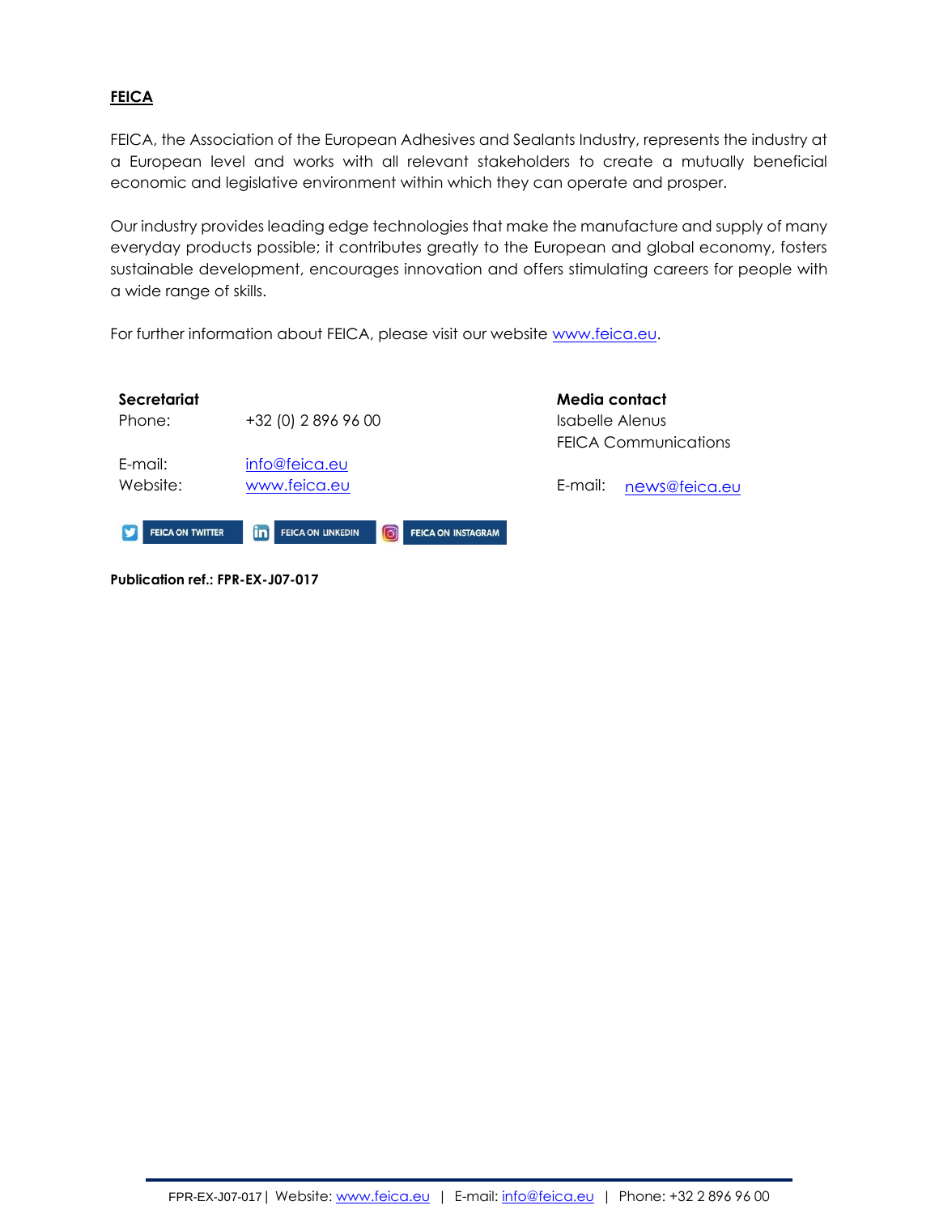**FEICA**

FEICA, the Association of the European Adhesives and Sealants Industry, represents the industry at a European level and works with all relevant stakeholders to create a mutually beneficial economic and legislative environment within which they can operate and prosper.

Our industry provides leading edge technologies that make the manufacture and supply of many everyday products possible; it contributes greatly to the European and global economy, fosters sustainable development, encourages innovation and offers stimulating careers for people with a wide range of skills.

For further information about FEICA, please visit our website www.feica.eu.

**Secretariat**

Phone: +32 (0) 2 896 96 00

E-mail: info@feica.eu

Website: www.feica.eu

**Media contact**

Isabelle Alenus

FEICA Communications

E-mail: news@feica.eu

FEICA ON TWITTER | FEICA ON LINKEDIN | FEICA ON INSTAGRAM

**Publication ref.: FPR-EX-J07-017**